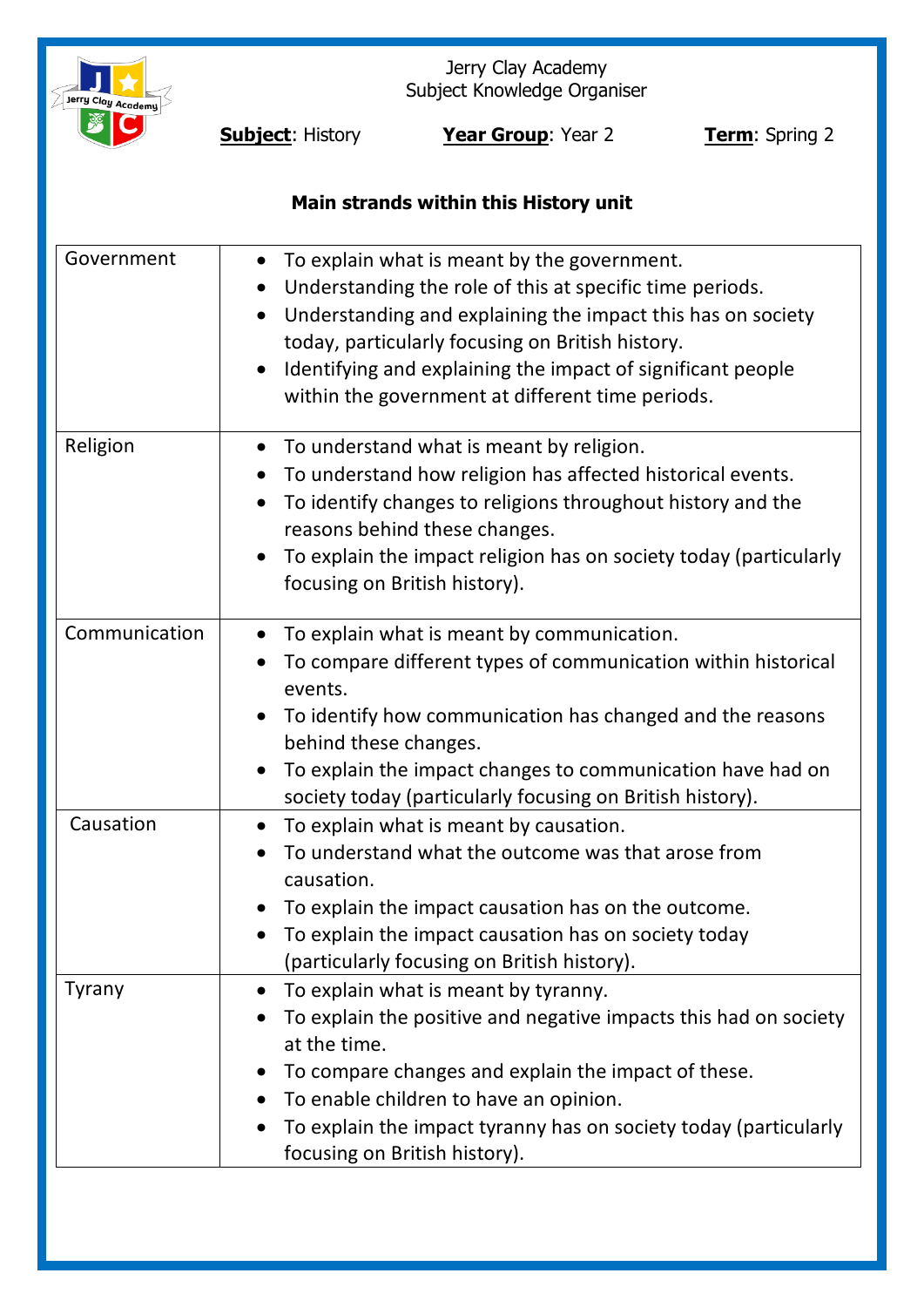Jerry Clay Academy
Subject Knowledge Organiser

**Subject**: History **Year Group**: Year 2 **Term**: Spring 2

**Main strands within this History unit**

| | |
|---|---|
| Government | • To explain what is meant by the government.<br>• Understanding the role of this at specific time periods.<br>• Understanding and explaining the impact this has on society today, particularly focusing on British history.<br>• Identifying and explaining the impact of significant people within the government at different time periods. |
| Religion | • To understand what is meant by religion.<br>• To understand how religion has affected historical events.<br>• To identify changes to religions throughout history and the reasons behind these changes.<br>• To explain the impact religion has on society today (particularly focusing on British history). |
| Communication | • To explain what is meant by communication.<br>• To compare different types of communication within historical events.<br>• To identify how communication has changed and the reasons behind these changes.<br>• To explain the impact changes to communication have had on society today (particularly focusing on British history). |
| Causation | • To explain what is meant by causation.<br>• To understand what the outcome was that arose from causation.<br>• To explain the impact causation has on the outcome.<br>• To explain the impact causation has on society today (particularly focusing on British history). |
| Tyrany | • To explain what is meant by tyranny.<br>• To explain the positive and negative impacts this had on society at the time.<br>• To compare changes and explain the impact of these.<br>• To enable children to have an opinion.<br>• To explain the impact tyranny has on society today (particularly focusing on British history). |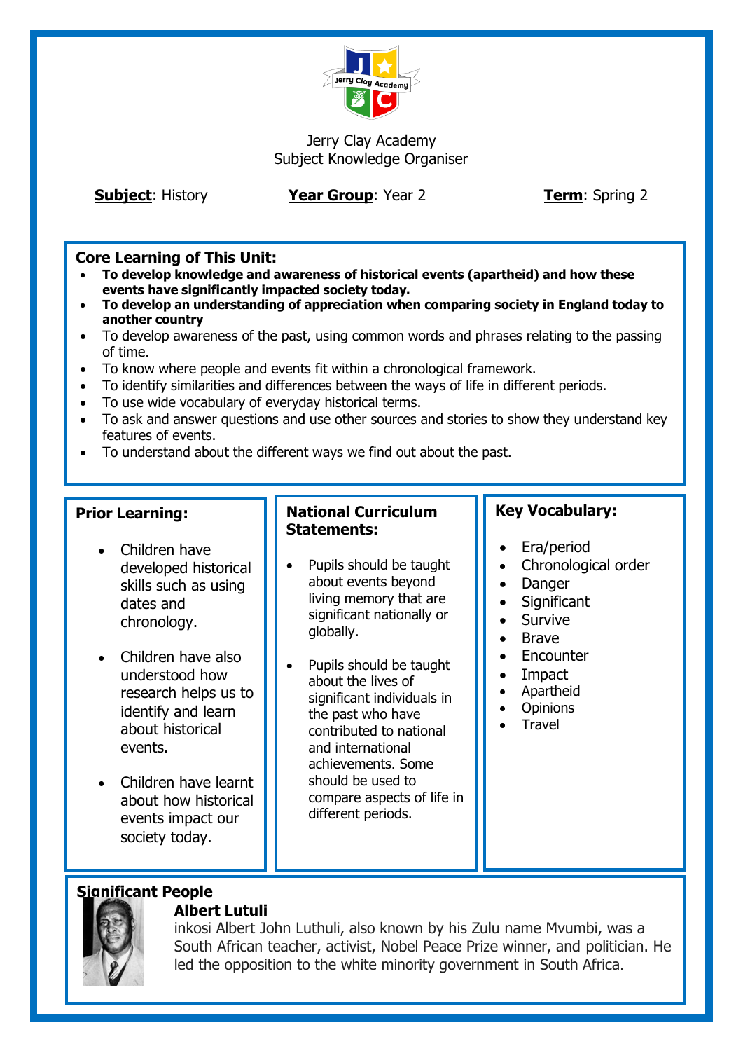Jerry Clay Academy
Subject Knowledge Organiser

**Subject**: History **Year Group**: Year 2 **Term**: Spring 2

## Core Learning of This Unit:

- **To develop knowledge and awareness of historical events (apartheid) and how these events have significantly impacted society today.**
- **To develop an understanding of appreciation when comparing society in England today to another country**
- To develop awareness of the past, using common words and phrases relating to the passing of time.
- To know where people and events fit within a chronological framework.
- To identify similarities and differences between the ways of life in different periods.
- To use wide vocabulary of everyday historical terms.
- To ask and answer questions and use other sources and stories to show they understand key features of events.
- To understand about the different ways we find out about the past.

## Prior Learning:

- Children have developed historical skills such as using dates and chronology.
- Children have also understood how research helps us to identify and learn about historical events.
- Children have learnt about how historical events impact our society today.

## National Curriculum Statements:

- Pupils should be taught about events beyond living memory that are significant nationally or globally.
- Pupils should be taught about the lives of significant individuals in the past who have contributed to national and international achievements. Some should be used to compare aspects of life in different periods.

## Key Vocabulary:

- Era/period
- Chronological order
- Danger
- Significant
- Survive
- Brave
- Encounter
- Impact
- Apartheid
- Opinions
- Travel

## Significant People

**Albert Lutuli**

inkosi Albert John Luthuli, also known by his Zulu name Mvumbi, was a South African teacher, activist, Nobel Peace Prize winner, and politician. He led the opposition to the white minority government in South Africa.